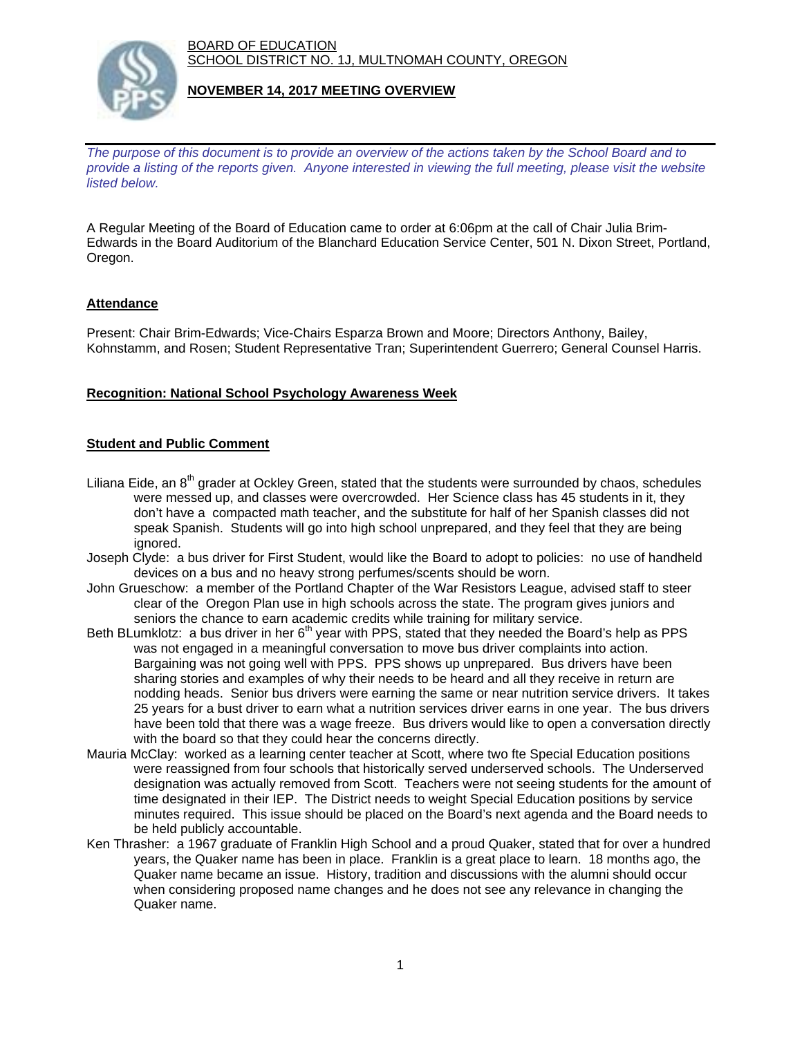BOARD OF EDUCATION
SCHOOL DISTRICT NO. 1J, MULTNOMAH COUNTY, OREGON

**NOVEMBER 14, 2017 MEETING OVERVIEW**

*The purpose of this document is to provide an overview of the actions taken by the School Board and to provide a listing of the reports given. Anyone interested in viewing the full meeting, please visit the website listed below.*

A Regular Meeting of the Board of Education came to order at 6:06pm at the call of Chair Julia Brim-Edwards in the Board Auditorium of the Blanchard Education Service Center, 501 N. Dixon Street, Portland, Oregon.

## Attendance

Present: Chair Brim-Edwards; Vice-Chairs Esparza Brown and Moore; Directors Anthony, Bailey, Kohnstamm, and Rosen; Student Representative Tran; Superintendent Guerrero; General Counsel Harris.

## Recognition: National School Psychology Awareness Week

## Student and Public Comment

Liliana Eide, an 8th grader at Ockley Green, stated that the students were surrounded by chaos, schedules were messed up, and classes were overcrowded. Her Science class has 45 students in it, they don't have a compacted math teacher, and the substitute for half of her Spanish classes did not speak Spanish. Students will go into high school unprepared, and they feel that they are being ignored.

Joseph Clyde: a bus driver for First Student, would like the Board to adopt to policies: no use of handheld devices on a bus and no heavy strong perfumes/scents should be worn.

John Grueschow: a member of the Portland Chapter of the War Resistors League, advised staff to steer clear of the Oregon Plan use in high schools across the state. The program gives juniors and seniors the chance to earn academic credits while training for military service.

Beth BLumklotz: a bus driver in her 6th year with PPS, stated that they needed the Board's help as PPS was not engaged in a meaningful conversation to move bus driver complaints into action. Bargaining was not going well with PPS. PPS shows up unprepared. Bus drivers have been sharing stories and examples of why their needs to be heard and all they receive in return are nodding heads. Senior bus drivers were earning the same or near nutrition service drivers. It takes 25 years for a bust driver to earn what a nutrition services driver earns in one year. The bus drivers have been told that there was a wage freeze. Bus drivers would like to open a conversation directly with the board so that they could hear the concerns directly.

Mauria McClay: worked as a learning center teacher at Scott, where two fte Special Education positions were reassigned from four schools that historically served underserved schools. The Underserved designation was actually removed from Scott. Teachers were not seeing students for the amount of time designated in their IEP. The District needs to weight Special Education positions by service minutes required. This issue should be placed on the Board's next agenda and the Board needs to be held publicly accountable.

Ken Thrasher: a 1967 graduate of Franklin High School and a proud Quaker, stated that for over a hundred years, the Quaker name has been in place. Franklin is a great place to learn. 18 months ago, the Quaker name became an issue. History, tradition and discussions with the alumni should occur when considering proposed name changes and he does not see any relevance in changing the Quaker name.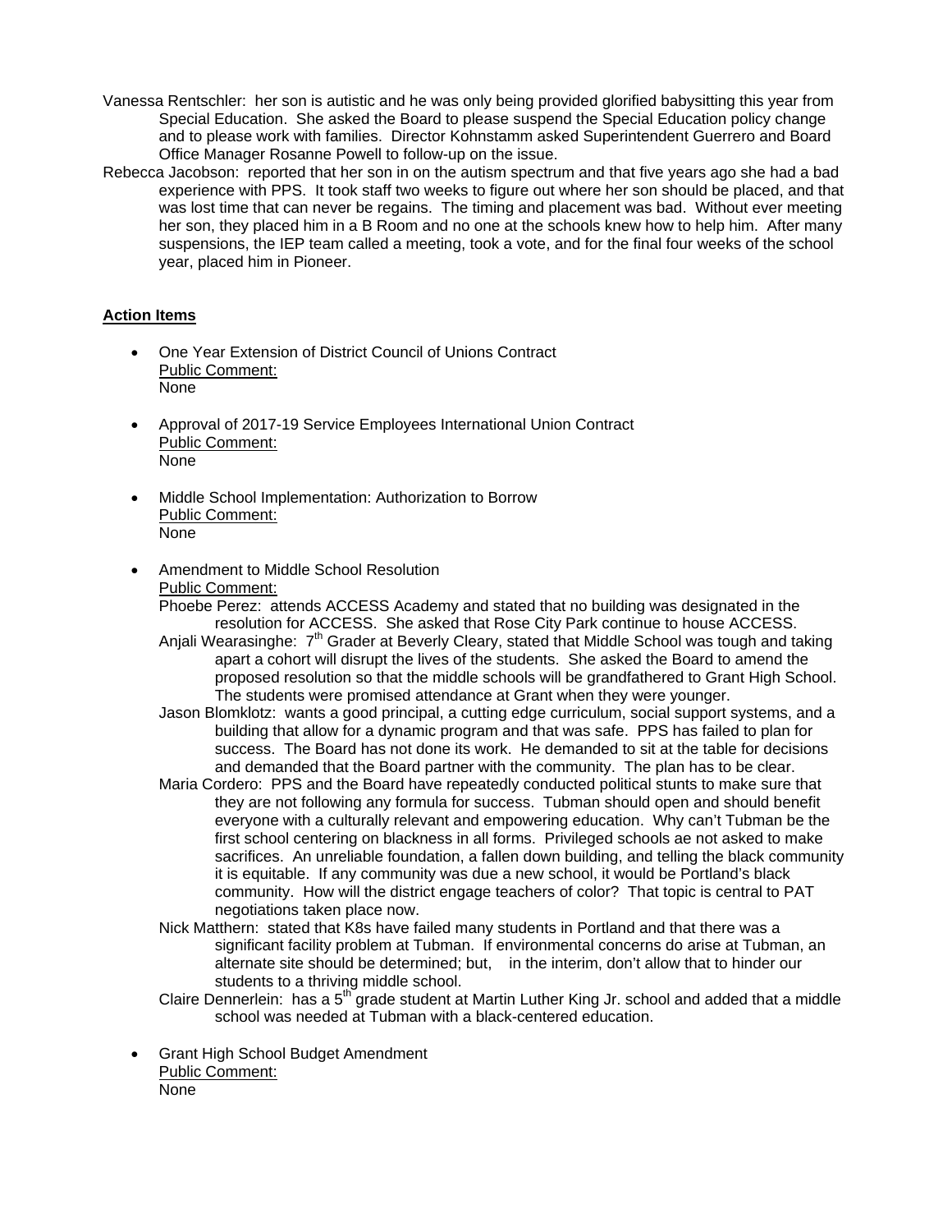Vanessa Rentschler: her son is autistic and he was only being provided glorified babysitting this year from Special Education. She asked the Board to please suspend the Special Education policy change and to please work with families. Director Kohnstamm asked Superintendent Guerrero and Board Office Manager Rosanne Powell to follow-up on the issue.

Rebecca Jacobson: reported that her son in on the autism spectrum and that five years ago she had a bad experience with PPS. It took staff two weeks to figure out where her son should be placed, and that was lost time that can never be regains. The timing and placement was bad. Without ever meeting her son, they placed him in a B Room and no one at the schools knew how to help him. After many suspensions, the IEP team called a meeting, took a vote, and for the final four weeks of the school year, placed him in Pioneer.

**Action Items**

- One Year Extension of District Council of Unions Contract
  Public Comment:
  None

- Approval of 2017-19 Service Employees International Union Contract
  Public Comment:
  None

- Middle School Implementation: Authorization to Borrow
  Public Comment:
  None

- Amendment to Middle School Resolution
  Public Comment:
  Phoebe Perez: attends ACCESS Academy and stated that no building was designated in the resolution for ACCESS. She asked that Rose City Park continue to house ACCESS.
  Anjali Wearasinghe: 7th Grader at Beverly Cleary, stated that Middle School was tough and taking apart a cohort will disrupt the lives of the students. She asked the Board to amend the proposed resolution so that the middle schools will be grandfathered to Grant High School. The students were promised attendance at Grant when they were younger.
  Jason Blomklotz: wants a good principal, a cutting edge curriculum, social support systems, and a building that allow for a dynamic program and that was safe. PPS has failed to plan for success. The Board has not done its work. He demanded to sit at the table for decisions and demanded that the Board partner with the community. The plan has to be clear.
  Maria Cordero: PPS and the Board have repeatedly conducted political stunts to make sure that they are not following any formula for success. Tubman should open and should benefit everyone with a culturally relevant and empowering education. Why can't Tubman be the first school centering on blackness in all forms. Privileged schools ae not asked to make sacrifices. An unreliable foundation, a fallen down building, and telling the black community it is equitable. If any community was due a new school, it would be Portland's black community. How will the district engage teachers of color? That topic is central to PAT negotiations taken place now.
  Nick Matthern: stated that K8s have failed many students in Portland and that there was a significant facility problem at Tubman. If environmental concerns do arise at Tubman, an alternate site should be determined; but, in the interim, don't allow that to hinder our students to a thriving middle school.
  Claire Dennerlein: has a 5th grade student at Martin Luther King Jr. school and added that a middle school was needed at Tubman with a black-centered education.

- Grant High School Budget Amendment
  Public Comment:
  None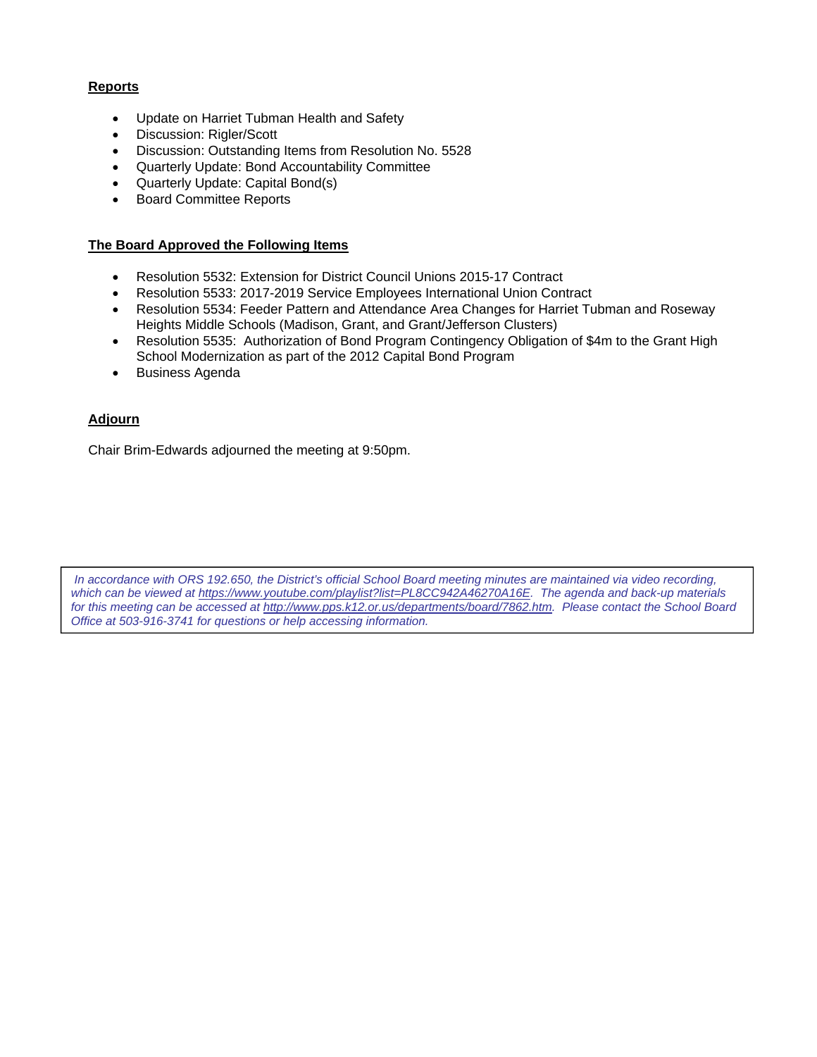**Reports**

- Update on Harriet Tubman Health and Safety
- Discussion: Rigler/Scott
- Discussion: Outstanding Items from Resolution No. 5528
- Quarterly Update: Bond Accountability Committee
- Quarterly Update: Capital Bond(s)
- Board Committee Reports

**The Board Approved the Following Items**

- Resolution 5532: Extension for District Council Unions 2015-17 Contract
- Resolution 5533: 2017-2019 Service Employees International Union Contract
- Resolution 5534: Feeder Pattern and Attendance Area Changes for Harriet Tubman and Roseway Heights Middle Schools (Madison, Grant, and Grant/Jefferson Clusters)
- Resolution 5535: Authorization of Bond Program Contingency Obligation of $4m to the Grant High School Modernization as part of the 2012 Capital Bond Program
- Business Agenda

**Adjourn**

Chair Brim-Edwards adjourned the meeting at 9:50pm.

*In accordance with ORS 192.650, the District's official School Board meeting minutes are maintained via video recording, which can be viewed at https://www.youtube.com/playlist?list=PL8CC942A46270A16E. The agenda and back-up materials for this meeting can be accessed at http://www.pps.k12.or.us/departments/board/7862.htm. Please contact the School Board Office at 503-916-3741 for questions or help accessing information.*